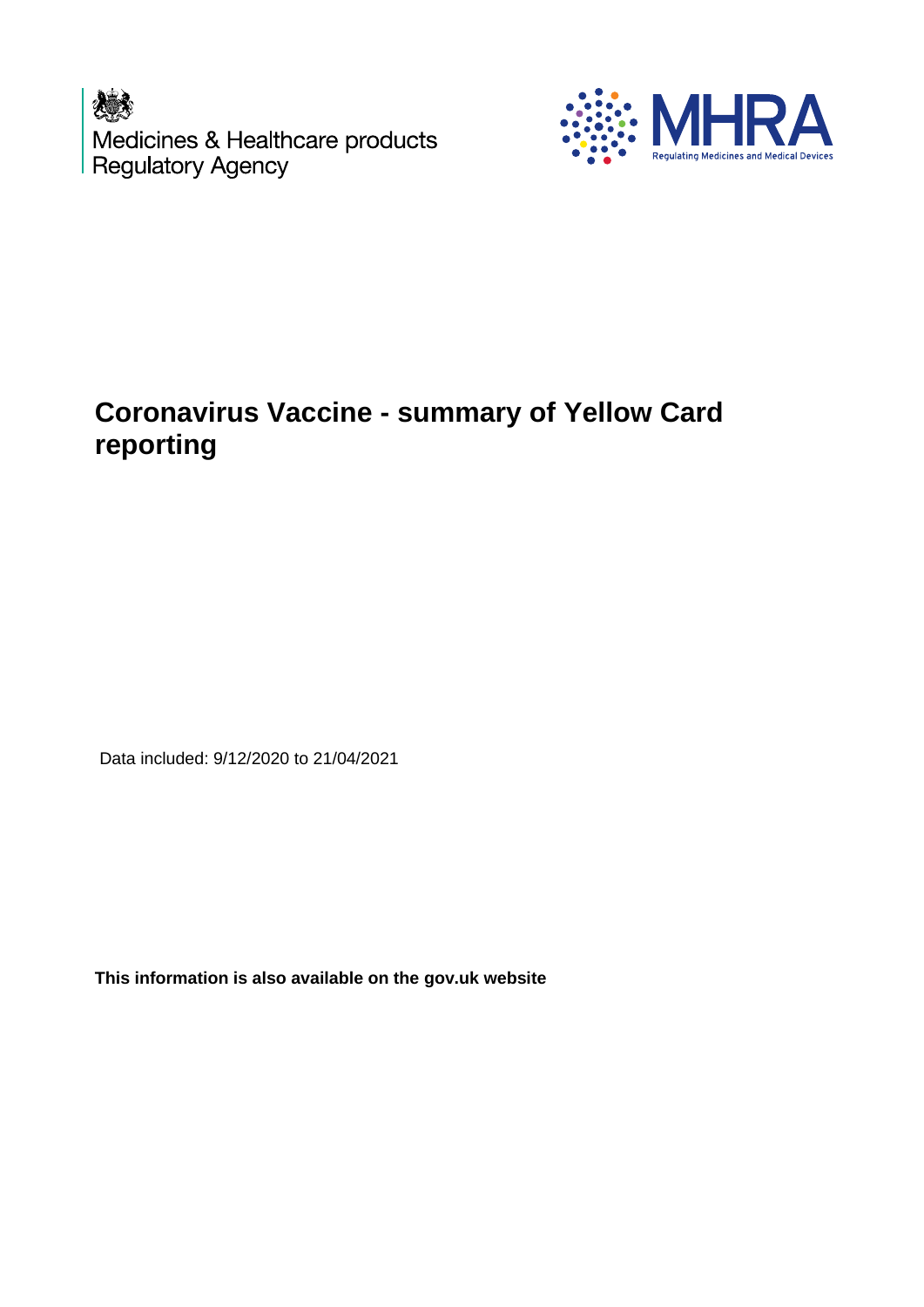Medicines & Healthcare products Regulatory Agency

MHRA Regulating Medicines and Medical Devices

# Coronavirus Vaccine - summary of Yellow Card reporting

Data included: 9/12/2020 to 21/04/2021

**This information is also available on the gov.uk website**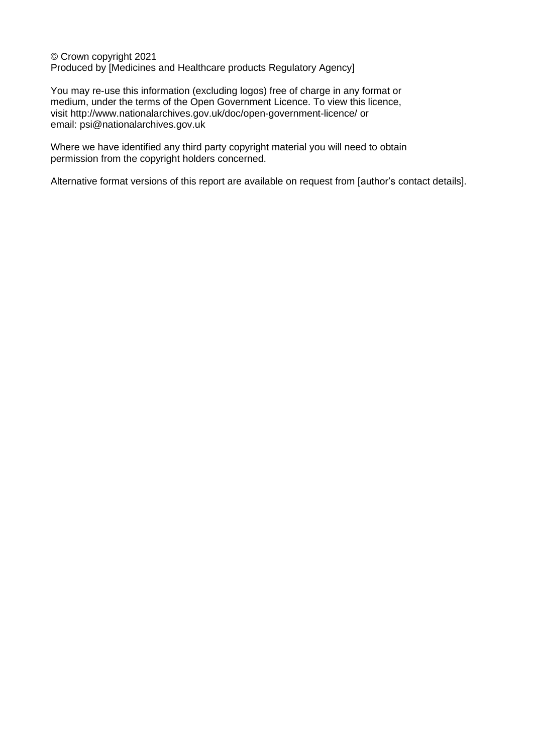© Crown copyright 2021
Produced by [Medicines and Healthcare products Regulatory Agency]

You may re-use this information (excluding logos) free of charge in any format or medium, under the terms of the Open Government Licence. To view this licence, visit http://www.nationalarchives.gov.uk/doc/open-government-licence/ or email: psi@nationalarchives.gov.uk

Where we have identified any third party copyright material you will need to obtain permission from the copyright holders concerned.

Alternative format versions of this report are available on request from [author's contact details].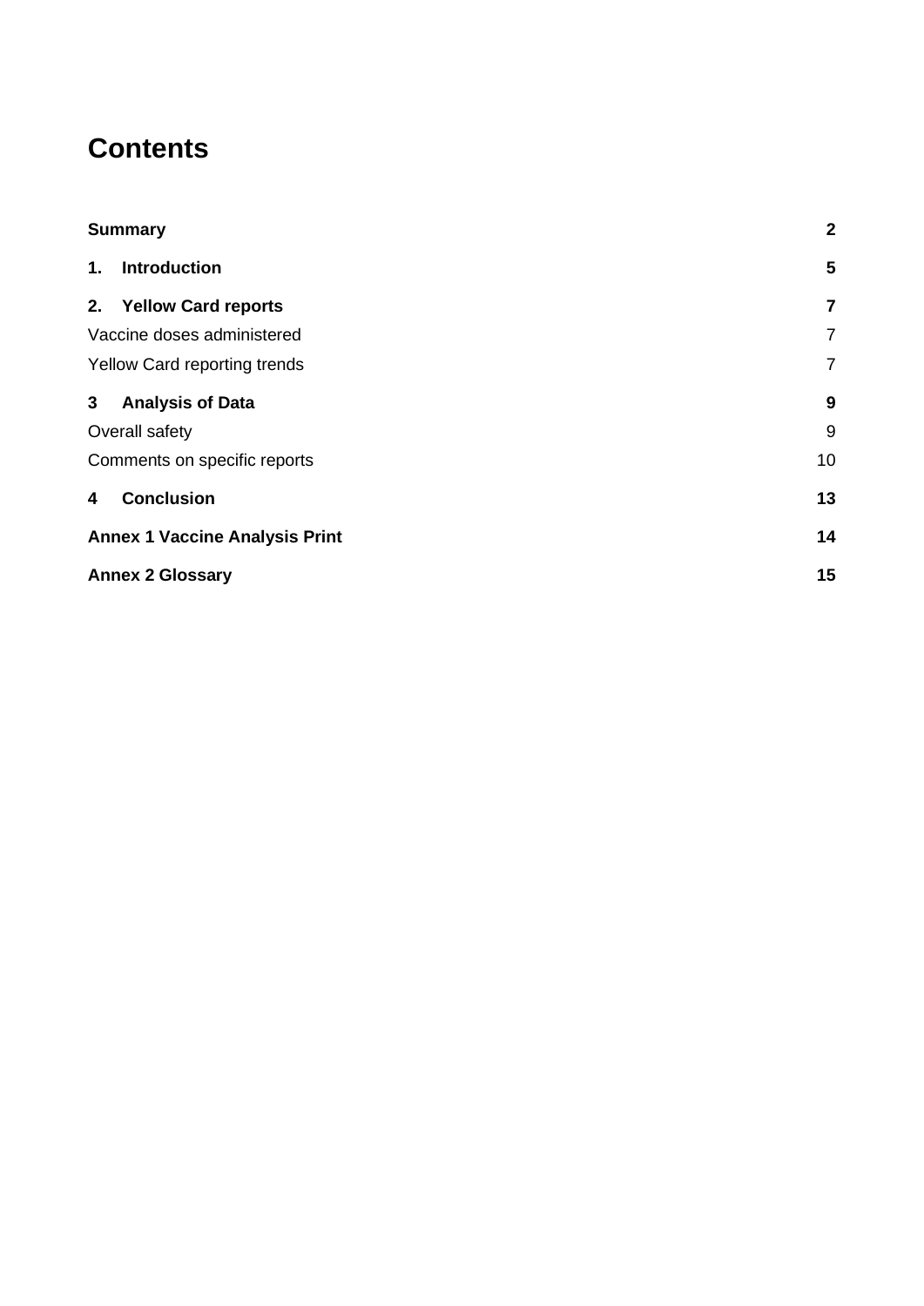# Contents

| | |
|---|---|
| **Summary** | **2** |
| **1. Introduction** | **5** |
| **2. Yellow Card reports** | **7** |
| Vaccine doses administered | 7 |
| Yellow Card reporting trends | 7 |
| **3 Analysis of Data** | **9** |
| Overall safety | 9 |
| Comments on specific reports | 10 |
| **4 Conclusion** | **13** |
| **Annex 1 Vaccine Analysis Print** | **14** |
| **Annex 2 Glossary** | **15** |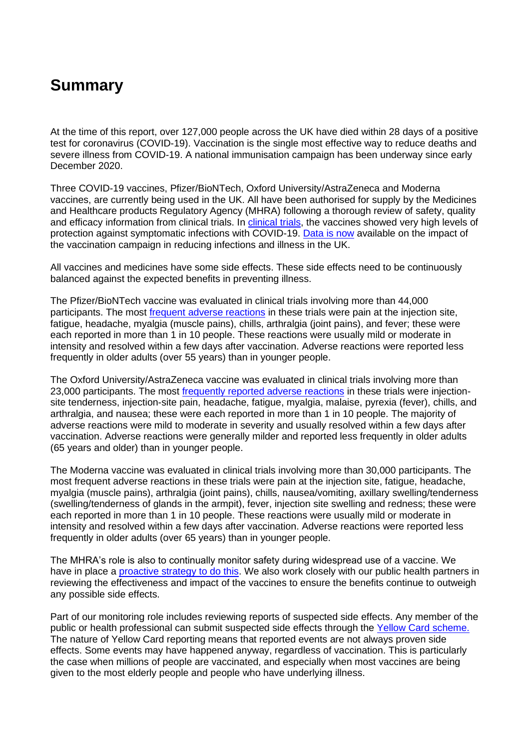# Summary

At the time of this report, over 127,000 people across the UK have died within 28 days of a positive test for coronavirus (COVID-19). Vaccination is the single most effective way to reduce deaths and severe illness from COVID-19. A national immunisation campaign has been underway since early December 2020.

Three COVID-19 vaccines, Pfizer/BioNTech, Oxford University/AstraZeneca and Moderna vaccines, are currently being used in the UK. All have been authorised for supply by the Medicines and Healthcare products Regulatory Agency (MHRA) following a thorough review of safety, quality and efficacy information from clinical trials. In clinical trials, the vaccines showed very high levels of protection against symptomatic infections with COVID-19. Data is now available on the impact of the vaccination campaign in reducing infections and illness in the UK.

All vaccines and medicines have some side effects. These side effects need to be continuously balanced against the expected benefits in preventing illness.

The Pfizer/BioNTech vaccine was evaluated in clinical trials involving more than 44,000 participants. The most frequent adverse reactions in these trials were pain at the injection site, fatigue, headache, myalgia (muscle pains), chills, arthralgia (joint pains), and fever; these were each reported in more than 1 in 10 people. These reactions were usually mild or moderate in intensity and resolved within a few days after vaccination. Adverse reactions were reported less frequently in older adults (over 55 years) than in younger people.

The Oxford University/AstraZeneca vaccine was evaluated in clinical trials involving more than 23,000 participants. The most frequently reported adverse reactions in these trials were injection-site tenderness, injection-site pain, headache, fatigue, myalgia, malaise, pyrexia (fever), chills, and arthralgia, and nausea; these were each reported in more than 1 in 10 people. The majority of adverse reactions were mild to moderate in severity and usually resolved within a few days after vaccination. Adverse reactions were generally milder and reported less frequently in older adults (65 years and older) than in younger people.

The Moderna vaccine was evaluated in clinical trials involving more than 30,000 participants. The most frequent adverse reactions in these trials were pain at the injection site, fatigue, headache, myalgia (muscle pains), arthralgia (joint pains), chills, nausea/vomiting, axillary swelling/tenderness (swelling/tenderness of glands in the armpit), fever, injection site swelling and redness; these were each reported in more than 1 in 10 people. These reactions were usually mild or moderate in intensity and resolved within a few days after vaccination. Adverse reactions were reported less frequently in older adults (over 65 years) than in younger people.

The MHRA's role is also to continually monitor safety during widespread use of a vaccine. We have in place a proactive strategy to do this. We also work closely with our public health partners in reviewing the effectiveness and impact of the vaccines to ensure the benefits continue to outweigh any possible side effects.

Part of our monitoring role includes reviewing reports of suspected side effects. Any member of the public or health professional can submit suspected side effects through the Yellow Card scheme. The nature of Yellow Card reporting means that reported events are not always proven side effects. Some events may have happened anyway, regardless of vaccination. This is particularly the case when millions of people are vaccinated, and especially when most vaccines are being given to the most elderly people and people who have underlying illness.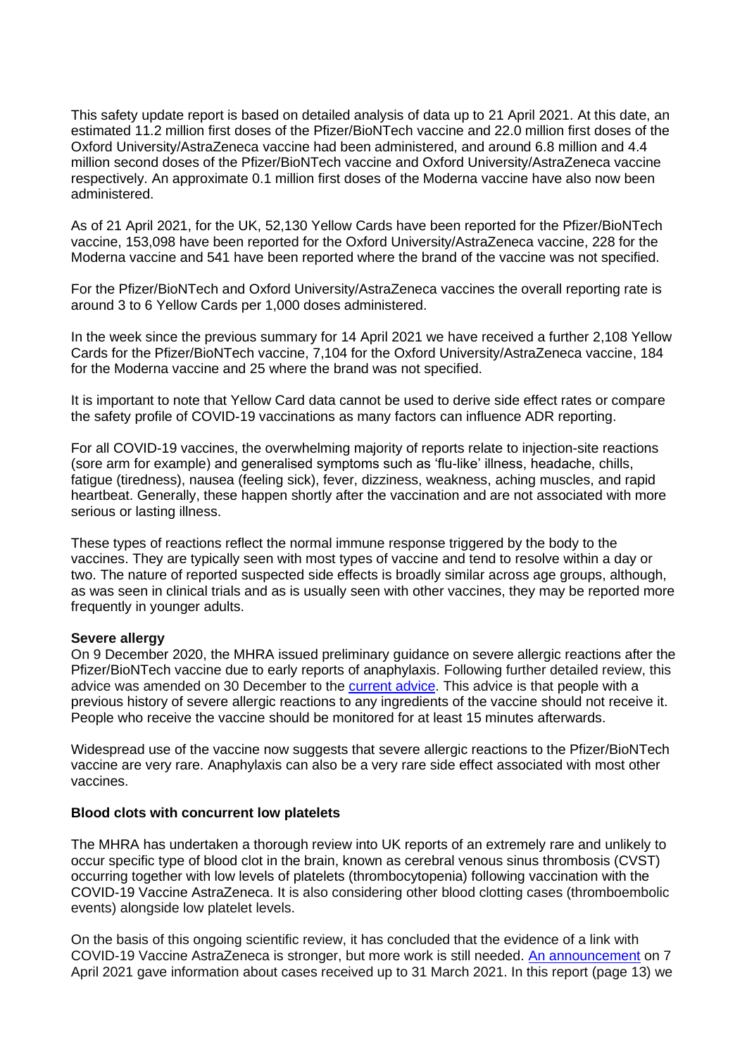This safety update report is based on detailed analysis of data up to 21 April 2021. At this date, an estimated 11.2 million first doses of the Pfizer/BioNTech vaccine and 22.0 million first doses of the Oxford University/AstraZeneca vaccine had been administered, and around 6.8 million and 4.4 million second doses of the Pfizer/BioNTech vaccine and Oxford University/AstraZeneca vaccine respectively. An approximate 0.1 million first doses of the Moderna vaccine have also now been administered.

As of 21 April 2021, for the UK, 52,130 Yellow Cards have been reported for the Pfizer/BioNTech vaccine, 153,098 have been reported for the Oxford University/AstraZeneca vaccine, 228 for the Moderna vaccine and 541 have been reported where the brand of the vaccine was not specified.

For the Pfizer/BioNTech and Oxford University/AstraZeneca vaccines the overall reporting rate is around 3 to 6 Yellow Cards per 1,000 doses administered.

In the week since the previous summary for 14 April 2021 we have received a further 2,108 Yellow Cards for the Pfizer/BioNTech vaccine, 7,104 for the Oxford University/AstraZeneca vaccine, 184 for the Moderna vaccine and 25 where the brand was not specified.

It is important to note that Yellow Card data cannot be used to derive side effect rates or compare the safety profile of COVID-19 vaccinations as many factors can influence ADR reporting.

For all COVID-19 vaccines, the overwhelming majority of reports relate to injection-site reactions (sore arm for example) and generalised symptoms such as 'flu-like' illness, headache, chills, fatigue (tiredness), nausea (feeling sick), fever, dizziness, weakness, aching muscles, and rapid heartbeat. Generally, these happen shortly after the vaccination and are not associated with more serious or lasting illness.

These types of reactions reflect the normal immune response triggered by the body to the vaccines. They are typically seen with most types of vaccine and tend to resolve within a day or two. The nature of reported suspected side effects is broadly similar across age groups, although, as was seen in clinical trials and as is usually seen with other vaccines, they may be reported more frequently in younger adults.

**Severe allergy**

On 9 December 2020, the MHRA issued preliminary guidance on severe allergic reactions after the Pfizer/BioNTech vaccine due to early reports of anaphylaxis. Following further detailed review, this advice was amended on 30 December to the current advice. This advice is that people with a previous history of severe allergic reactions to any ingredients of the vaccine should not receive it. People who receive the vaccine should be monitored for at least 15 minutes afterwards.

Widespread use of the vaccine now suggests that severe allergic reactions to the Pfizer/BioNTech vaccine are very rare. Anaphylaxis can also be a very rare side effect associated with most other vaccines.

**Blood clots with concurrent low platelets**

The MHRA has undertaken a thorough review into UK reports of an extremely rare and unlikely to occur specific type of blood clot in the brain, known as cerebral venous sinus thrombosis (CVST) occurring together with low levels of platelets (thrombocytopenia) following vaccination with the COVID-19 Vaccine AstraZeneca. It is also considering other blood clotting cases (thromboembolic events) alongside low platelet levels.

On the basis of this ongoing scientific review, it has concluded that the evidence of a link with COVID-19 Vaccine AstraZeneca is stronger, but more work is still needed. An announcement on 7 April 2021 gave information about cases received up to 31 March 2021. In this report (page 13) we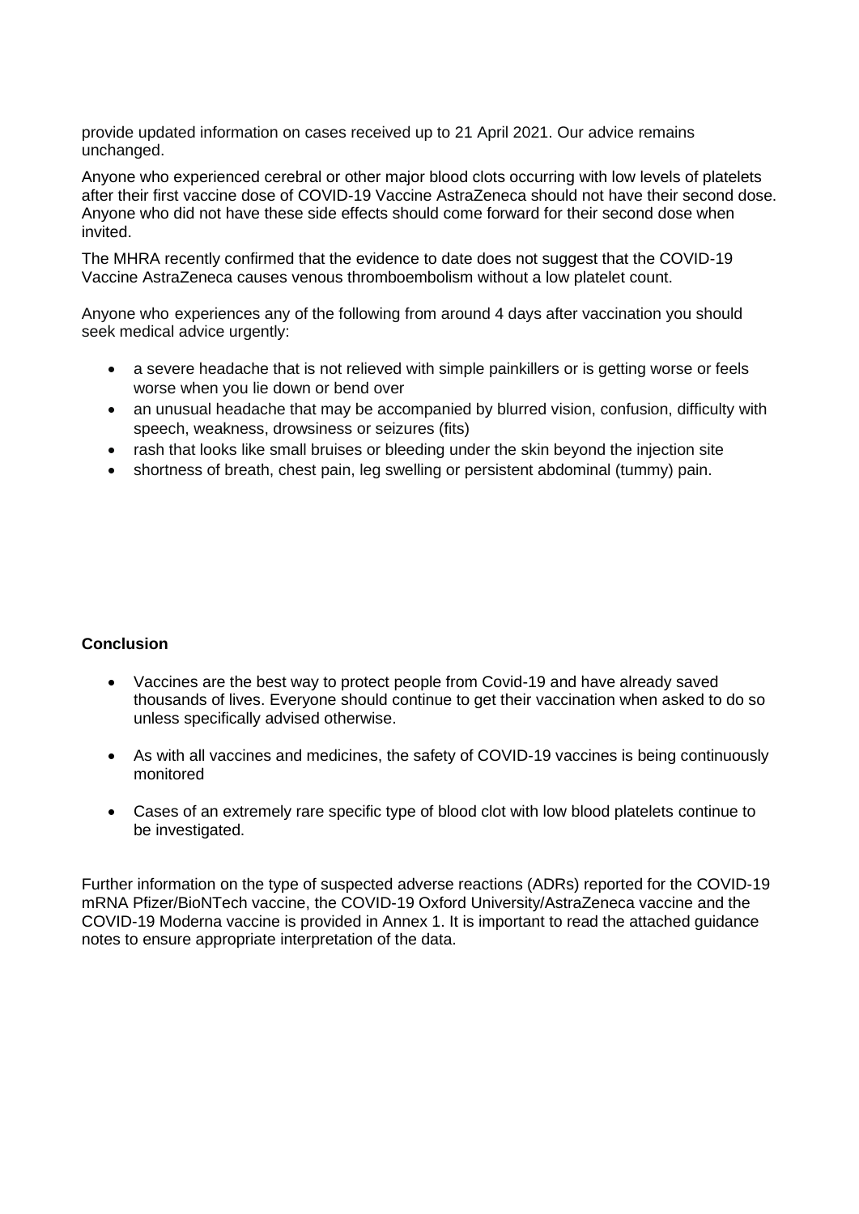provide updated information on cases received up to 21 April 2021. Our advice remains unchanged.

Anyone who experienced cerebral or other major blood clots occurring with low levels of platelets after their first vaccine dose of COVID-19 Vaccine AstraZeneca should not have their second dose. Anyone who did not have these side effects should come forward for their second dose when invited.

The MHRA recently confirmed that the evidence to date does not suggest that the COVID-19 Vaccine AstraZeneca causes venous thromboembolism without a low platelet count.

Anyone who experiences any of the following from around 4 days after vaccination you should seek medical advice urgently:

- a severe headache that is not relieved with simple painkillers or is getting worse or feels worse when you lie down or bend over
- an unusual headache that may be accompanied by blurred vision, confusion, difficulty with speech, weakness, drowsiness or seizures (fits)
- rash that looks like small bruises or bleeding under the skin beyond the injection site
- shortness of breath, chest pain, leg swelling or persistent abdominal (tummy) pain.

**Conclusion**

- Vaccines are the best way to protect people from Covid-19 and have already saved thousands of lives. Everyone should continue to get their vaccination when asked to do so unless specifically advised otherwise.
- As with all vaccines and medicines, the safety of COVID-19 vaccines is being continuously monitored
- Cases of an extremely rare specific type of blood clot with low blood platelets continue to be investigated.

Further information on the type of suspected adverse reactions (ADRs) reported for the COVID-19 mRNA Pfizer/BioNTech vaccine, the COVID-19 Oxford University/AstraZeneca vaccine and the COVID-19 Moderna vaccine is provided in Annex 1. It is important to read the attached guidance notes to ensure appropriate interpretation of the data.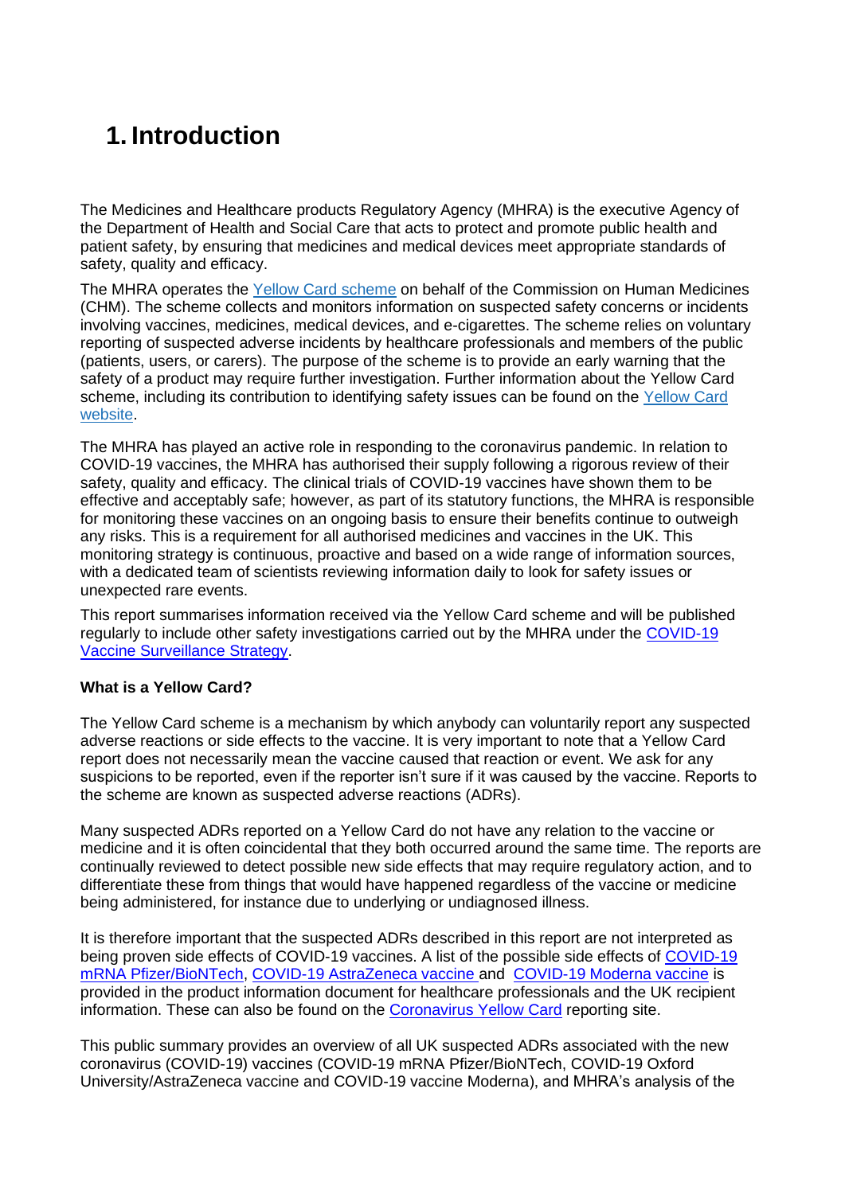# 1. Introduction

The Medicines and Healthcare products Regulatory Agency (MHRA) is the executive Agency of the Department of Health and Social Care that acts to protect and promote public health and patient safety, by ensuring that medicines and medical devices meet appropriate standards of safety, quality and efficacy.

The MHRA operates the Yellow Card scheme on behalf of the Commission on Human Medicines (CHM). The scheme collects and monitors information on suspected safety concerns or incidents involving vaccines, medicines, medical devices, and e-cigarettes. The scheme relies on voluntary reporting of suspected adverse incidents by healthcare professionals and members of the public (patients, users, or carers). The purpose of the scheme is to provide an early warning that the safety of a product may require further investigation. Further information about the Yellow Card scheme, including its contribution to identifying safety issues can be found on the Yellow Card website.

The MHRA has played an active role in responding to the coronavirus pandemic. In relation to COVID-19 vaccines, the MHRA has authorised their supply following a rigorous review of their safety, quality and efficacy. The clinical trials of COVID-19 vaccines have shown them to be effective and acceptably safe; however, as part of its statutory functions, the MHRA is responsible for monitoring these vaccines on an ongoing basis to ensure their benefits continue to outweigh any risks. This is a requirement for all authorised medicines and vaccines in the UK. This monitoring strategy is continuous, proactive and based on a wide range of information sources, with a dedicated team of scientists reviewing information daily to look for safety issues or unexpected rare events.

This report summarises information received via the Yellow Card scheme and will be published regularly to include other safety investigations carried out by the MHRA under the COVID-19 Vaccine Surveillance Strategy.

**What is a Yellow Card?**

The Yellow Card scheme is a mechanism by which anybody can voluntarily report any suspected adverse reactions or side effects to the vaccine. It is very important to note that a Yellow Card report does not necessarily mean the vaccine caused that reaction or event. We ask for any suspicions to be reported, even if the reporter isn't sure if it was caused by the vaccine. Reports to the scheme are known as suspected adverse reactions (ADRs).

Many suspected ADRs reported on a Yellow Card do not have any relation to the vaccine or medicine and it is often coincidental that they both occurred around the same time. The reports are continually reviewed to detect possible new side effects that may require regulatory action, and to differentiate these from things that would have happened regardless of the vaccine or medicine being administered, for instance due to underlying or undiagnosed illness.

It is therefore important that the suspected ADRs described in this report are not interpreted as being proven side effects of COVID-19 vaccines. A list of the possible side effects of COVID-19 mRNA Pfizer/BioNTech, COVID-19 AstraZeneca vaccine and COVID-19 Moderna vaccine is provided in the product information document for healthcare professionals and the UK recipient information. These can also be found on the Coronavirus Yellow Card reporting site.

This public summary provides an overview of all UK suspected ADRs associated with the new coronavirus (COVID-19) vaccines (COVID-19 mRNA Pfizer/BioNTech, COVID-19 Oxford University/AstraZeneca vaccine and COVID-19 vaccine Moderna), and MHRA's analysis of the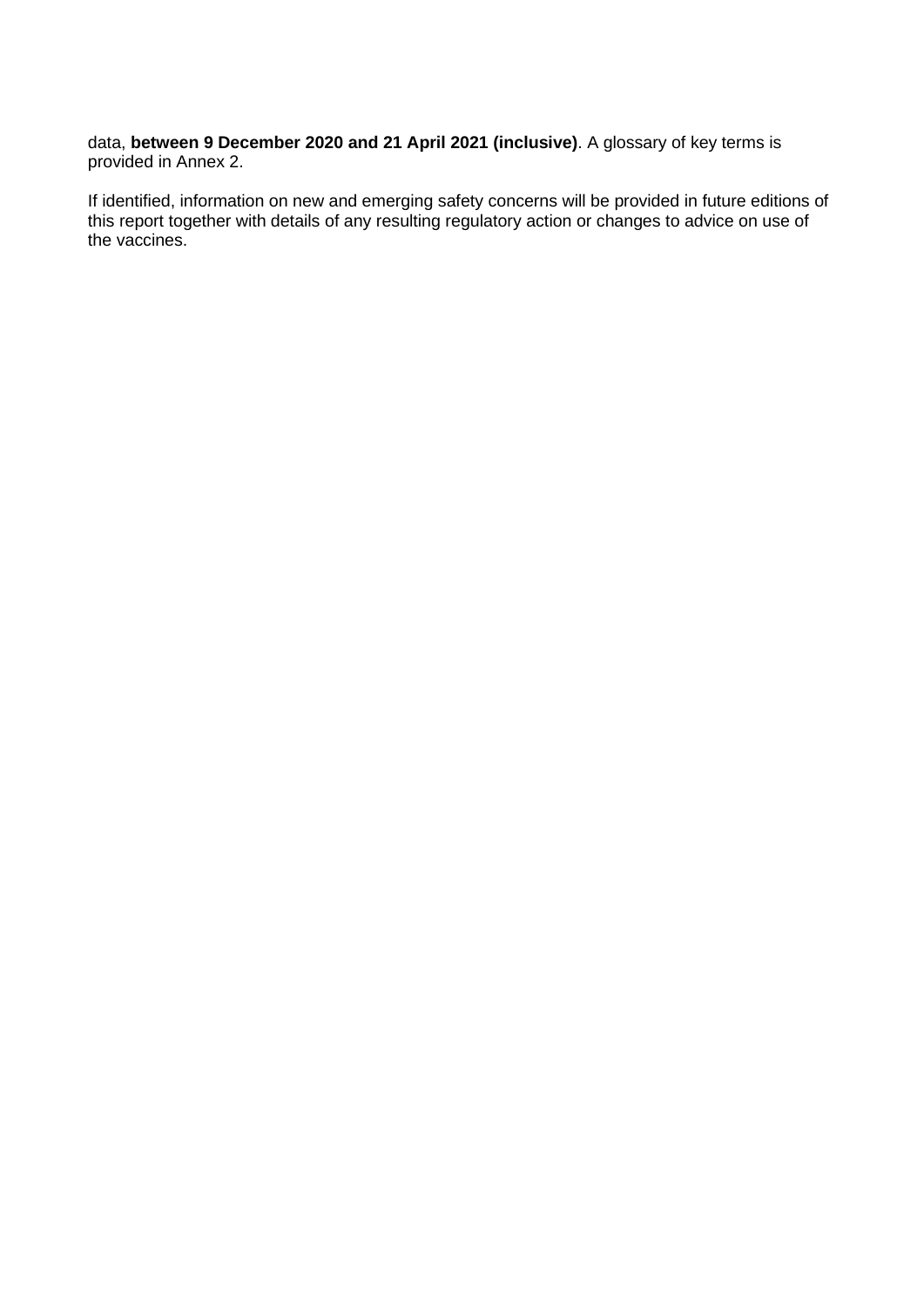data, **between 9 December 2020 and 21 April 2021 (inclusive)**. A glossary of key terms is provided in Annex 2.

If identified, information on new and emerging safety concerns will be provided in future editions of this report together with details of any resulting regulatory action or changes to advice on use of the vaccines.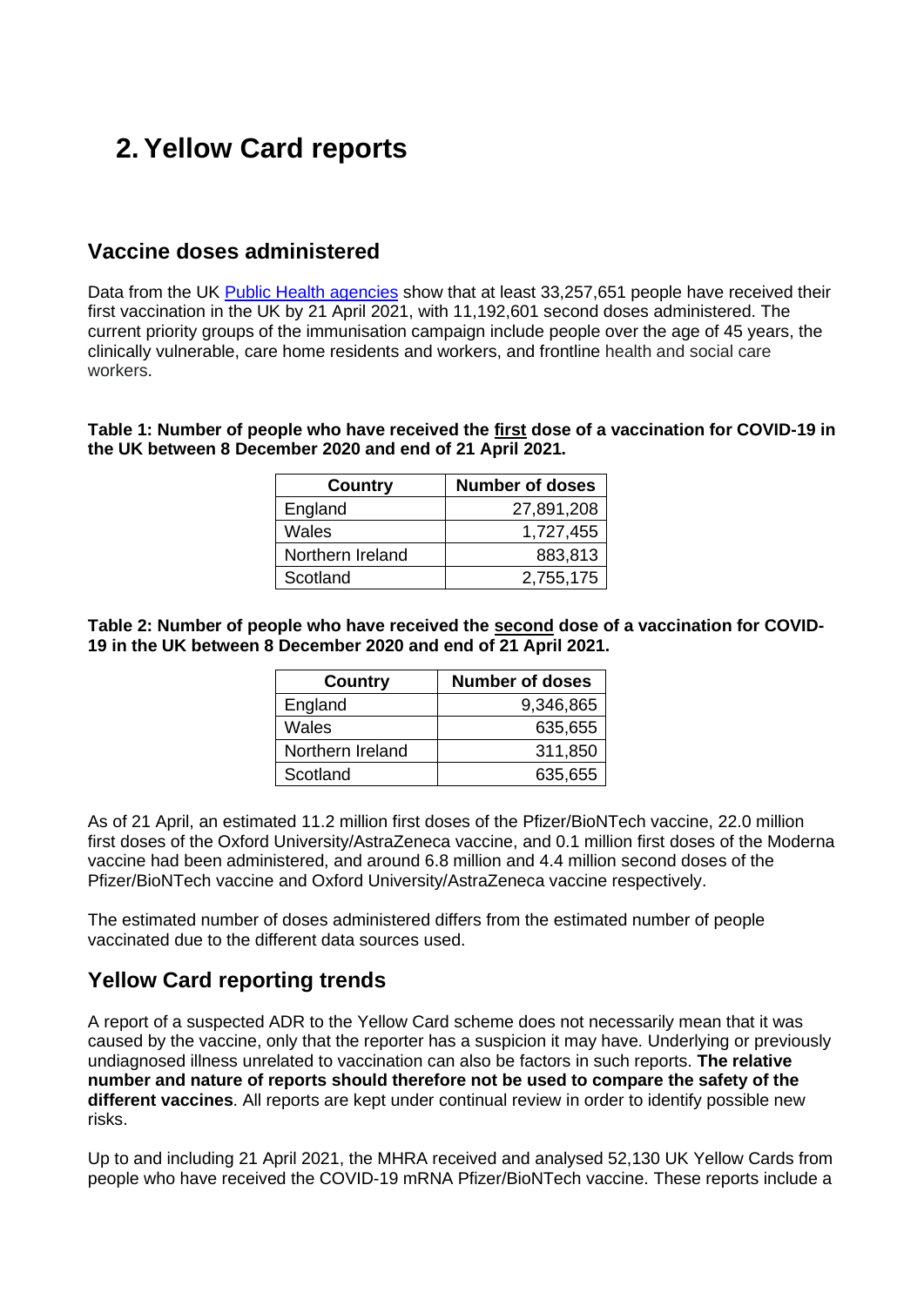# 2. Yellow Card reports

## Vaccine doses administered

Data from the UK Public Health agencies show that at least 33,257,651 people have received their first vaccination in the UK by 21 April 2021, with 11,192,601 second doses administered. The current priority groups of the immunisation campaign include people over the age of 45 years, the clinically vulnerable, care home residents and workers, and frontline health and social care workers.

**Table 1: Number of people who have received the first dose of a vaccination for COVID-19 in the UK between 8 December 2020 and end of 21 April 2021.**

| Country | Number of doses |
|---|---|
| England | 27,891,208 |
| Wales | 1,727,455 |
| Northern Ireland | 883,813 |
| Scotland | 2,755,175 |

**Table 2: Number of people who have received the second dose of a vaccination for COVID-19 in the UK between 8 December 2020 and end of 21 April 2021.**

| Country | Number of doses |
|---|---|
| England | 9,346,865 |
| Wales | 635,655 |
| Northern Ireland | 311,850 |
| Scotland | 635,655 |

As of 21 April, an estimated 11.2 million first doses of the Pfizer/BioNTech vaccine, 22.0 million first doses of the Oxford University/AstraZeneca vaccine, and 0.1 million first doses of the Moderna vaccine had been administered, and around 6.8 million and 4.4 million second doses of the Pfizer/BioNTech vaccine and Oxford University/AstraZeneca vaccine respectively.

The estimated number of doses administered differs from the estimated number of people vaccinated due to the different data sources used.

## Yellow Card reporting trends

A report of a suspected ADR to the Yellow Card scheme does not necessarily mean that it was caused by the vaccine, only that the reporter has a suspicion it may have. Underlying or previously undiagnosed illness unrelated to vaccination can also be factors in such reports. **The relative number and nature of reports should therefore not be used to compare the safety of the different vaccines**. All reports are kept under continual review in order to identify possible new risks.

Up to and including 21 April 2021, the MHRA received and analysed 52,130 UK Yellow Cards from people who have received the COVID-19 mRNA Pfizer/BioNTech vaccine. These reports include a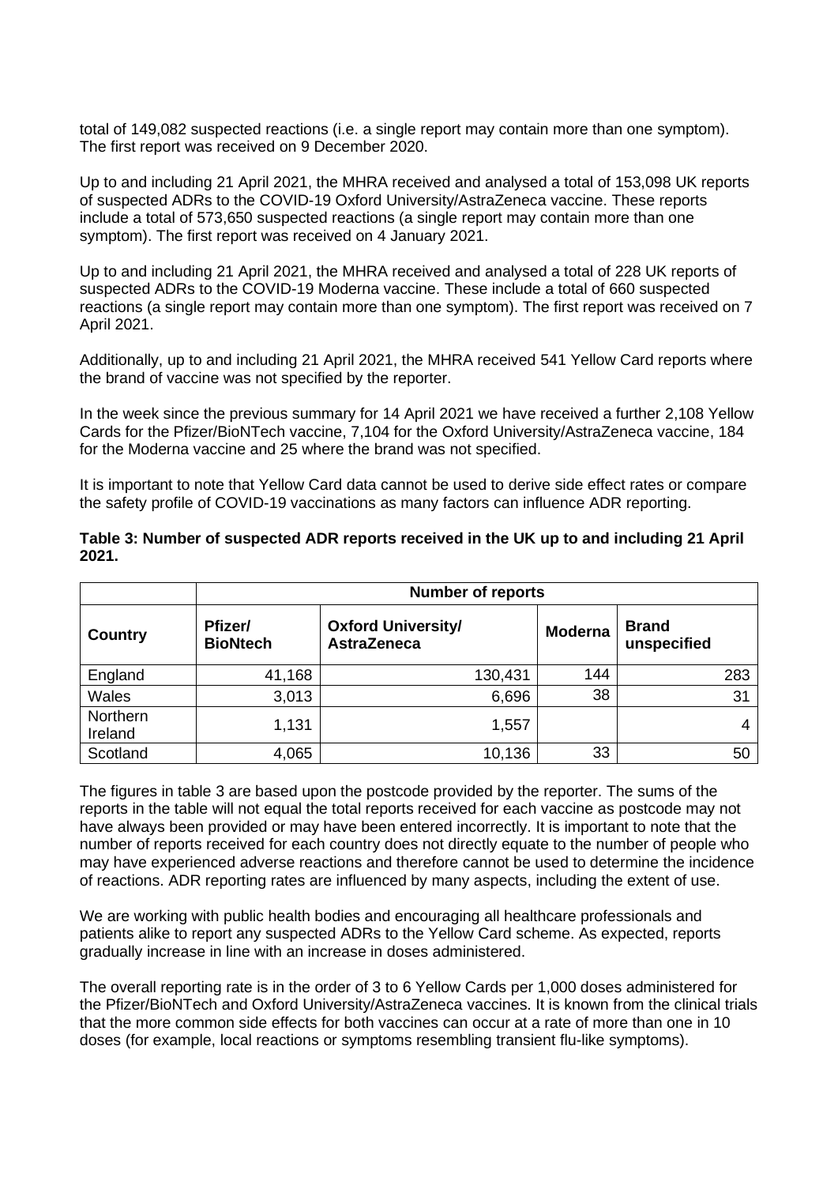total of 149,082 suspected reactions (i.e. a single report may contain more than one symptom). The first report was received on 9 December 2020.

Up to and including 21 April 2021, the MHRA received and analysed a total of 153,098 UK reports of suspected ADRs to the COVID-19 Oxford University/AstraZeneca vaccine. These reports include a total of 573,650 suspected reactions (a single report may contain more than one symptom). The first report was received on 4 January 2021.

Up to and including 21 April 2021, the MHRA received and analysed a total of 228 UK reports of suspected ADRs to the COVID-19 Moderna vaccine. These include a total of 660 suspected reactions (a single report may contain more than one symptom). The first report was received on 7 April 2021.

Additionally, up to and including 21 April 2021, the MHRA received 541 Yellow Card reports where the brand of vaccine was not specified by the reporter.

In the week since the previous summary for 14 April 2021 we have received a further 2,108 Yellow Cards for the Pfizer/BioNTech vaccine, 7,104 for the Oxford University/AstraZeneca vaccine, 184 for the Moderna vaccine and 25 where the brand was not specified.

It is important to note that Yellow Card data cannot be used to derive side effect rates or compare the safety profile of COVID-19 vaccinations as many factors can influence ADR reporting.

**Table 3: Number of suspected ADR reports received in the UK up to and including 21 April 2021.**

| | Number of reports | | | |
|---|---|---|---|---|
| **Country** | **Pfizer/ BioNtech** | **Oxford University/ AstraZeneca** | **Moderna** | **Brand unspecified** |
| England | 41,168 | 130,431 | 144 | 283 |
| Wales | 3,013 | 6,696 | 38 | 31 |
| Northern Ireland | 1,131 | 1,557 | | 4 |
| Scotland | 4,065 | 10,136 | 33 | 50 |

The figures in table 3 are based upon the postcode provided by the reporter. The sums of the reports in the table will not equal the total reports received for each vaccine as postcode may not have always been provided or may have been entered incorrectly. It is important to note that the number of reports received for each country does not directly equate to the number of people who may have experienced adverse reactions and therefore cannot be used to determine the incidence of reactions. ADR reporting rates are influenced by many aspects, including the extent of use.

We are working with public health bodies and encouraging all healthcare professionals and patients alike to report any suspected ADRs to the Yellow Card scheme. As expected, reports gradually increase in line with an increase in doses administered.

The overall reporting rate is in the order of 3 to 6 Yellow Cards per 1,000 doses administered for the Pfizer/BioNTech and Oxford University/AstraZeneca vaccines. It is known from the clinical trials that the more common side effects for both vaccines can occur at a rate of more than one in 10 doses (for example, local reactions or symptoms resembling transient flu-like symptoms).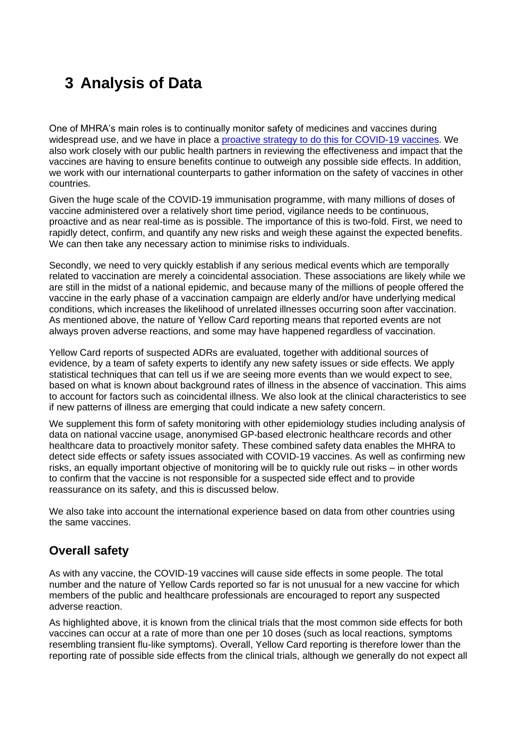# 3 Analysis of Data

One of MHRA's main roles is to continually monitor safety of medicines and vaccines during widespread use, and we have in place a [proactive strategy to do this for COVID-19 vaccines](). We also work closely with our public health partners in reviewing the effectiveness and impact that the vaccines are having to ensure benefits continue to outweigh any possible side effects. In addition, we work with our international counterparts to gather information on the safety of vaccines in other countries.

Given the huge scale of the COVID-19 immunisation programme, with many millions of doses of vaccine administered over a relatively short time period, vigilance needs to be continuous, proactive and as near real-time as is possible. The importance of this is two-fold. First, we need to rapidly detect, confirm, and quantify any new risks and weigh these against the expected benefits. We can then take any necessary action to minimise risks to individuals.

Secondly, we need to very quickly establish if any serious medical events which are temporally related to vaccination are merely a coincidental association. These associations are likely while we are still in the midst of a national epidemic, and because many of the millions of people offered the vaccine in the early phase of a vaccination campaign are elderly and/or have underlying medical conditions, which increases the likelihood of unrelated illnesses occurring soon after vaccination. As mentioned above, the nature of Yellow Card reporting means that reported events are not always proven adverse reactions, and some may have happened regardless of vaccination.

Yellow Card reports of suspected ADRs are evaluated, together with additional sources of evidence, by a team of safety experts to identify any new safety issues or side effects. We apply statistical techniques that can tell us if we are seeing more events than we would expect to see, based on what is known about background rates of illness in the absence of vaccination. This aims to account for factors such as coincidental illness. We also look at the clinical characteristics to see if new patterns of illness are emerging that could indicate a new safety concern.

We supplement this form of safety monitoring with other epidemiology studies including analysis of data on national vaccine usage, anonymised GP-based electronic healthcare records and other healthcare data to proactively monitor safety. These combined safety data enables the MHRA to detect side effects or safety issues associated with COVID-19 vaccines. As well as confirming new risks, an equally important objective of monitoring will be to quickly rule out risks – in other words to confirm that the vaccine is not responsible for a suspected side effect and to provide reassurance on its safety, and this is discussed below.

We also take into account the international experience based on data from other countries using the same vaccines.

## Overall safety

As with any vaccine, the COVID-19 vaccines will cause side effects in some people. The total number and the nature of Yellow Cards reported so far is not unusual for a new vaccine for which members of the public and healthcare professionals are encouraged to report any suspected adverse reaction.

As highlighted above, it is known from the clinical trials that the most common side effects for both vaccines can occur at a rate of more than one per 10 doses (such as local reactions, symptoms resembling transient flu-like symptoms). Overall, Yellow Card reporting is therefore lower than the reporting rate of possible side effects from the clinical trials, although we generally do not expect all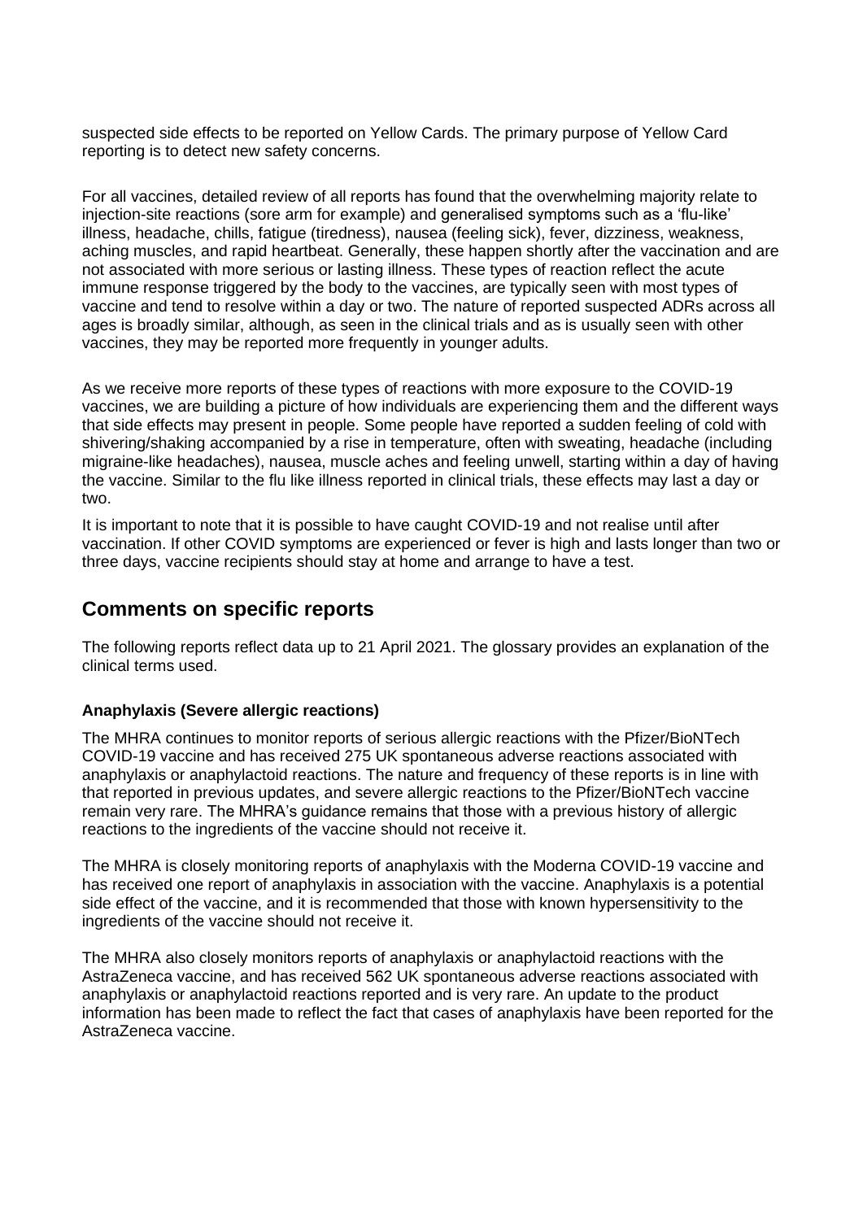suspected side effects to be reported on Yellow Cards. The primary purpose of Yellow Card reporting is to detect new safety concerns.

For all vaccines, detailed review of all reports has found that the overwhelming majority relate to injection-site reactions (sore arm for example) and generalised symptoms such as a 'flu-like' illness, headache, chills, fatigue (tiredness), nausea (feeling sick), fever, dizziness, weakness, aching muscles, and rapid heartbeat. Generally, these happen shortly after the vaccination and are not associated with more serious or lasting illness. These types of reaction reflect the acute immune response triggered by the body to the vaccines, are typically seen with most types of vaccine and tend to resolve within a day or two. The nature of reported suspected ADRs across all ages is broadly similar, although, as seen in the clinical trials and as is usually seen with other vaccines, they may be reported more frequently in younger adults.

As we receive more reports of these types of reactions with more exposure to the COVID-19 vaccines, we are building a picture of how individuals are experiencing them and the different ways that side effects may present in people. Some people have reported a sudden feeling of cold with shivering/shaking accompanied by a rise in temperature, often with sweating, headache (including migraine-like headaches), nausea, muscle aches and feeling unwell, starting within a day of having the vaccine. Similar to the flu like illness reported in clinical trials, these effects may last a day or two.

It is important to note that it is possible to have caught COVID-19 and not realise until after vaccination. If other COVID symptoms are experienced or fever is high and lasts longer than two or three days, vaccine recipients should stay at home and arrange to have a test.

## Comments on specific reports

The following reports reflect data up to 21 April 2021. The glossary provides an explanation of the clinical terms used.

### Anaphylaxis (Severe allergic reactions)

The MHRA continues to monitor reports of serious allergic reactions with the Pfizer/BioNTech COVID-19 vaccine and has received 275 UK spontaneous adverse reactions associated with anaphylaxis or anaphylactoid reactions. The nature and frequency of these reports is in line with that reported in previous updates, and severe allergic reactions to the Pfizer/BioNTech vaccine remain very rare. The MHRA's guidance remains that those with a previous history of allergic reactions to the ingredients of the vaccine should not receive it.

The MHRA is closely monitoring reports of anaphylaxis with the Moderna COVID-19 vaccine and has received one report of anaphylaxis in association with the vaccine. Anaphylaxis is a potential side effect of the vaccine, and it is recommended that those with known hypersensitivity to the ingredients of the vaccine should not receive it.

The MHRA also closely monitors reports of anaphylaxis or anaphylactoid reactions with the AstraZeneca vaccine, and has received 562 UK spontaneous adverse reactions associated with anaphylaxis or anaphylactoid reactions reported and is very rare. An update to the product information has been made to reflect the fact that cases of anaphylaxis have been reported for the AstraZeneca vaccine.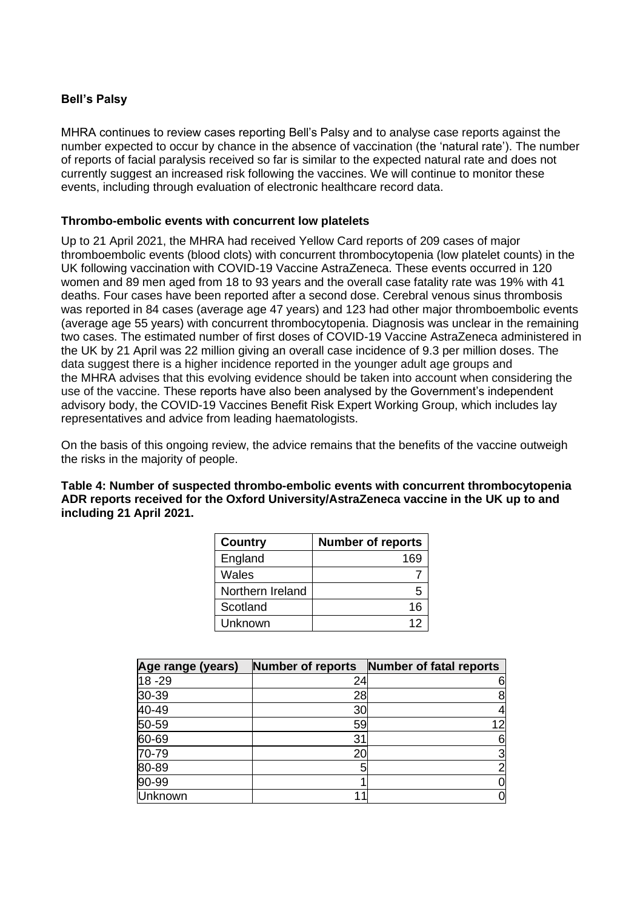**Bell's Palsy**

MHRA continues to review cases reporting Bell's Palsy and to analyse case reports against the number expected to occur by chance in the absence of vaccination (the 'natural rate'). The number of reports of facial paralysis received so far is similar to the expected natural rate and does not currently suggest an increased risk following the vaccines. We will continue to monitor these events, including through evaluation of electronic healthcare record data.

**Thrombo-embolic events with concurrent low platelets**

Up to 21 April 2021, the MHRA had received Yellow Card reports of 209 cases of major thromboembolic events (blood clots) with concurrent thrombocytopenia (low platelet counts) in the UK following vaccination with COVID-19 Vaccine AstraZeneca. These events occurred in 120 women and 89 men aged from 18 to 93 years and the overall case fatality rate was 19% with 41 deaths. Four cases have been reported after a second dose. Cerebral venous sinus thrombosis was reported in 84 cases (average age 47 years) and 123 had other major thromboembolic events (average age 55 years) with concurrent thrombocytopenia. Diagnosis was unclear in the remaining two cases. The estimated number of first doses of COVID-19 Vaccine AstraZeneca administered in the UK by 21 April was 22 million giving an overall case incidence of 9.3 per million doses. The data suggest there is a higher incidence reported in the younger adult age groups and the MHRA advises that this evolving evidence should be taken into account when considering the use of the vaccine. These reports have also been analysed by the Government's independent advisory body, the COVID-19 Vaccines Benefit Risk Expert Working Group, which includes lay representatives and advice from leading haematologists.

On the basis of this ongoing review, the advice remains that the benefits of the vaccine outweigh the risks in the majority of people.

**Table 4: Number of suspected thrombo-embolic events with concurrent thrombocytopenia ADR reports received for the Oxford University/AstraZeneca vaccine in the UK up to and including 21 April 2021.**

| Country | Number of reports |
|---|---|
| England | 169 |
| Wales | 7 |
| Northern Ireland | 5 |
| Scotland | 16 |
| Unknown | 12 |

| Age range (years) | Number of reports | Number of fatal reports |
|---|---|---|
| 18 -29 | 24 | 6 |
| 30-39 | 28 | 8 |
| 40-49 | 30 | 4 |
| 50-59 | 59 | 12 |
| 60-69 | 31 | 6 |
| 70-79 | 20 | 3 |
| 80-89 | 5 | 2 |
| 90-99 | 1 | 0 |
| Unknown | 11 | 0 |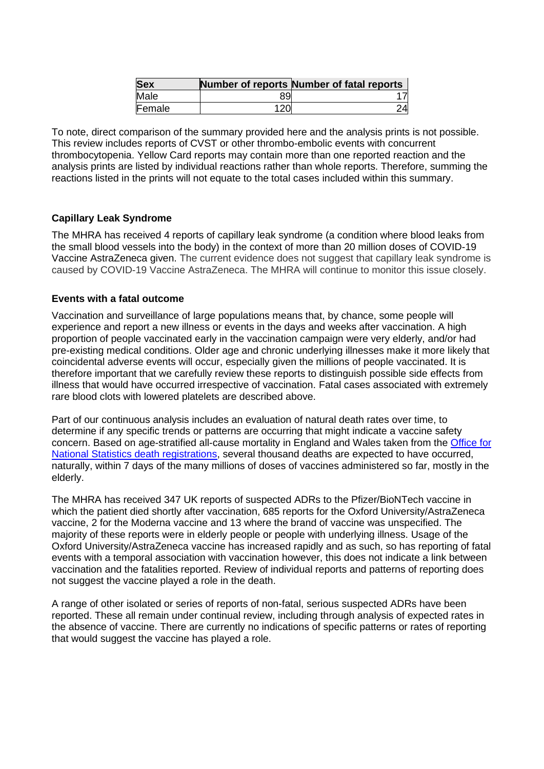| Sex | Number of reports | Number of fatal reports |
| --- | --- | --- |
| Male | 89 | 17 |
| Female | 120 | 24 |

To note, direct comparison of the summary provided here and the analysis prints is not possible. This review includes reports of CVST or other thrombo-embolic events with concurrent thrombocytopenia. Yellow Card reports may contain more than one reported reaction and the analysis prints are listed by individual reactions rather than whole reports. Therefore, summing the reactions listed in the prints will not equate to the total cases included within this summary.

**Capillary Leak Syndrome**

The MHRA has received 4 reports of capillary leak syndrome (a condition where blood leaks from the small blood vessels into the body) in the context of more than 20 million doses of COVID-19 Vaccine AstraZeneca given. The current evidence does not suggest that capillary leak syndrome is caused by COVID-19 Vaccine AstraZeneca. The MHRA will continue to monitor this issue closely.

**Events with a fatal outcome**

Vaccination and surveillance of large populations means that, by chance, some people will experience and report a new illness or events in the days and weeks after vaccination. A high proportion of people vaccinated early in the vaccination campaign were very elderly, and/or had pre-existing medical conditions. Older age and chronic underlying illnesses make it more likely that coincidental adverse events will occur, especially given the millions of people vaccinated. It is therefore important that we carefully review these reports to distinguish possible side effects from illness that would have occurred irrespective of vaccination. Fatal cases associated with extremely rare blood clots with lowered platelets are described above.

Part of our continuous analysis includes an evaluation of natural death rates over time, to determine if any specific trends or patterns are occurring that might indicate a vaccine safety concern. Based on age-stratified all-cause mortality in England and Wales taken from the [Office for National Statistics death registrations](), several thousand deaths are expected to have occurred, naturally, within 7 days of the many millions of doses of vaccines administered so far, mostly in the elderly.

The MHRA has received 347 UK reports of suspected ADRs to the Pfizer/BioNTech vaccine in which the patient died shortly after vaccination, 685 reports for the Oxford University/AstraZeneca vaccine, 2 for the Moderna vaccine and 13 where the brand of vaccine was unspecified. The majority of these reports were in elderly people or people with underlying illness. Usage of the Oxford University/AstraZeneca vaccine has increased rapidly and as such, so has reporting of fatal events with a temporal association with vaccination however, this does not indicate a link between vaccination and the fatalities reported. Review of individual reports and patterns of reporting does not suggest the vaccine played a role in the death.

A range of other isolated or series of reports of non-fatal, serious suspected ADRs have been reported. These all remain under continual review, including through analysis of expected rates in the absence of vaccine. There are currently no indications of specific patterns or rates of reporting that would suggest the vaccine has played a role.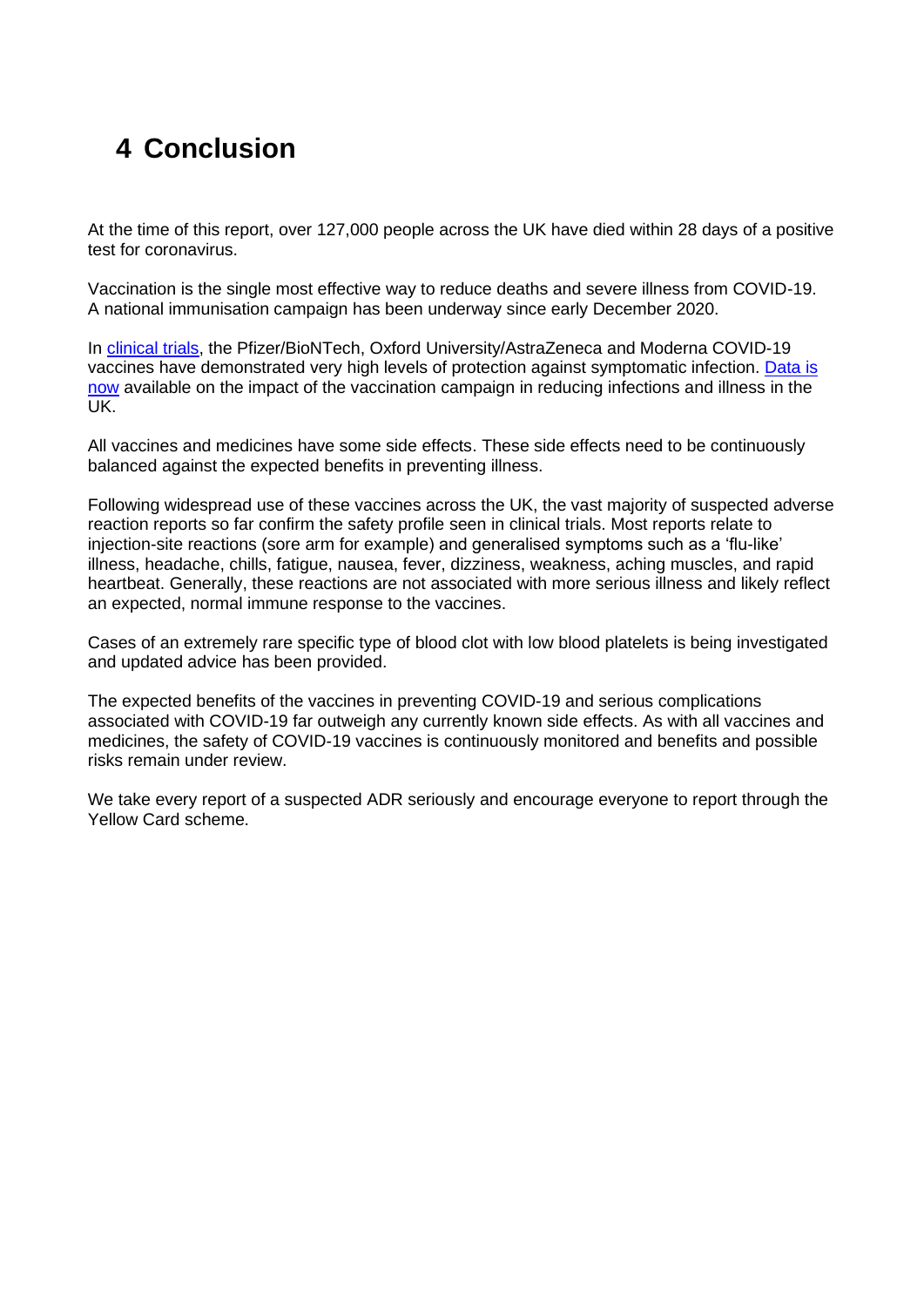# 4 Conclusion

At the time of this report, over 127,000 people across the UK have died within 28 days of a positive test for coronavirus.

Vaccination is the single most effective way to reduce deaths and severe illness from COVID-19. A national immunisation campaign has been underway since early December 2020.

In clinical trials, the Pfizer/BioNTech, Oxford University/AstraZeneca and Moderna COVID-19 vaccines have demonstrated very high levels of protection against symptomatic infection. Data is now available on the impact of the vaccination campaign in reducing infections and illness in the UK.

All vaccines and medicines have some side effects. These side effects need to be continuously balanced against the expected benefits in preventing illness.

Following widespread use of these vaccines across the UK, the vast majority of suspected adverse reaction reports so far confirm the safety profile seen in clinical trials. Most reports relate to injection-site reactions (sore arm for example) and generalised symptoms such as a 'flu-like' illness, headache, chills, fatigue, nausea, fever, dizziness, weakness, aching muscles, and rapid heartbeat. Generally, these reactions are not associated with more serious illness and likely reflect an expected, normal immune response to the vaccines.

Cases of an extremely rare specific type of blood clot with low blood platelets is being investigated and updated advice has been provided.

The expected benefits of the vaccines in preventing COVID-19 and serious complications associated with COVID-19 far outweigh any currently known side effects. As with all vaccines and medicines, the safety of COVID-19 vaccines is continuously monitored and benefits and possible risks remain under review.

We take every report of a suspected ADR seriously and encourage everyone to report through the Yellow Card scheme.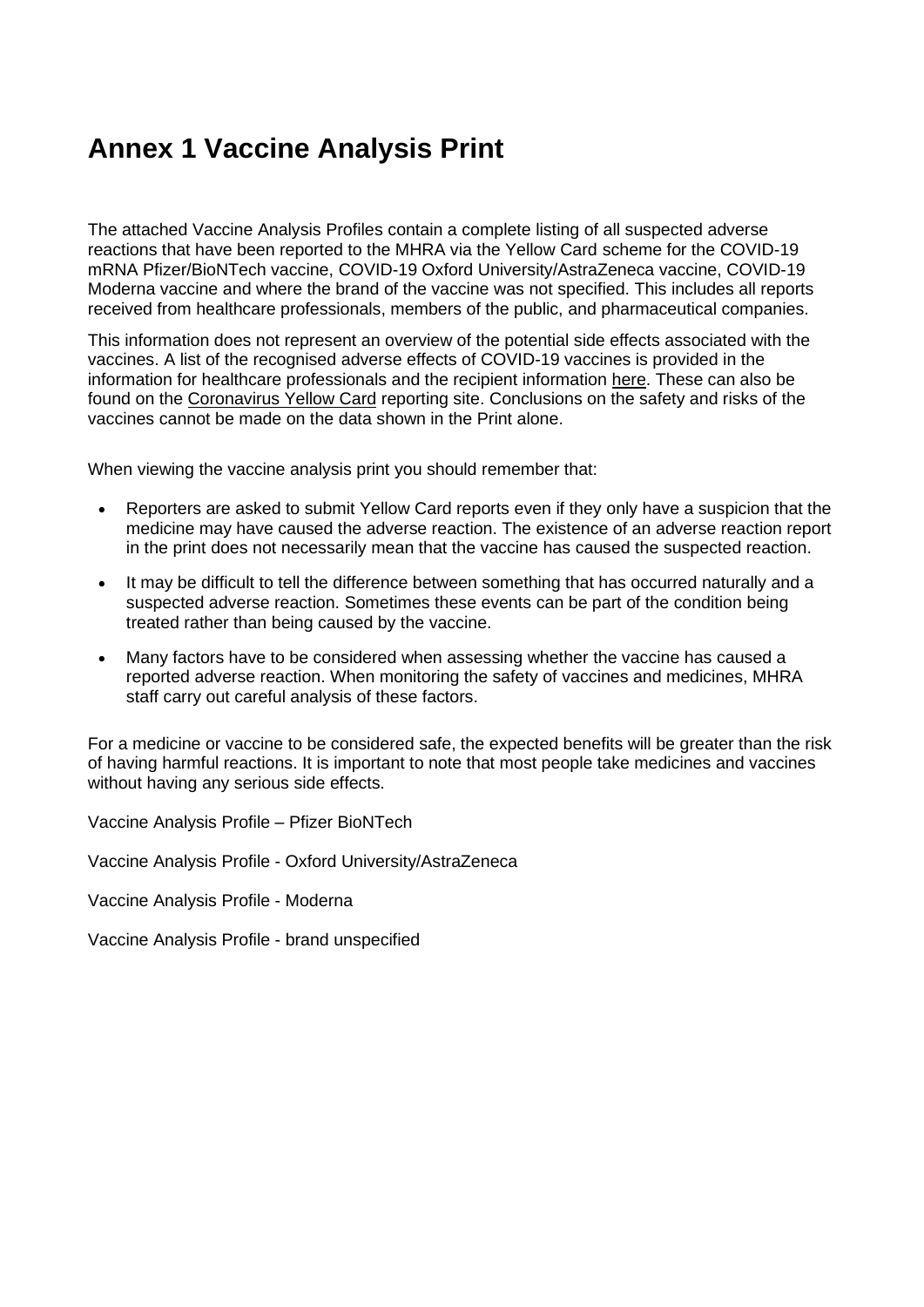# Annex 1 Vaccine Analysis Print

The attached Vaccine Analysis Profiles contain a complete listing of all suspected adverse reactions that have been reported to the MHRA via the Yellow Card scheme for the COVID-19 mRNA Pfizer/BioNTech vaccine, COVID-19 Oxford University/AstraZeneca vaccine, COVID-19 Moderna vaccine and where the brand of the vaccine was not specified. This includes all reports received from healthcare professionals, members of the public, and pharmaceutical companies.

This information does not represent an overview of the potential side effects associated with the vaccines. A list of the recognised adverse effects of COVID-19 vaccines is provided in the information for healthcare professionals and the recipient information here. These can also be found on the Coronavirus Yellow Card reporting site. Conclusions on the safety and risks of the vaccines cannot be made on the data shown in the Print alone.

When viewing the vaccine analysis print you should remember that:

- Reporters are asked to submit Yellow Card reports even if they only have a suspicion that the medicine may have caused the adverse reaction. The existence of an adverse reaction report in the print does not necessarily mean that the vaccine has caused the suspected reaction.
- It may be difficult to tell the difference between something that has occurred naturally and a suspected adverse reaction. Sometimes these events can be part of the condition being treated rather than being caused by the vaccine.
- Many factors have to be considered when assessing whether the vaccine has caused a reported adverse reaction. When monitoring the safety of vaccines and medicines, MHRA staff carry out careful analysis of these factors.

For a medicine or vaccine to be considered safe, the expected benefits will be greater than the risk of having harmful reactions. It is important to note that most people take medicines and vaccines without having any serious side effects.

Vaccine Analysis Profile – Pfizer BioNTech

Vaccine Analysis Profile - Oxford University/AstraZeneca

Vaccine Analysis Profile - Moderna

Vaccine Analysis Profile - brand unspecified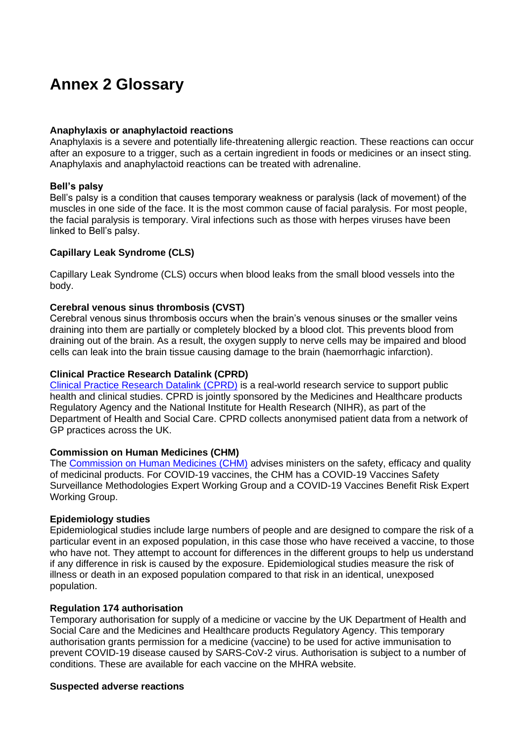# Annex 2 Glossary

**Anaphylaxis or anaphylactoid reactions**
Anaphylaxis is a severe and potentially life-threatening allergic reaction. These reactions can occur after an exposure to a trigger, such as a certain ingredient in foods or medicines or an insect sting. Anaphylaxis and anaphylactoid reactions can be treated with adrenaline.

**Bell's palsy**
Bell's palsy is a condition that causes temporary weakness or paralysis (lack of movement) of the muscles in one side of the face. It is the most common cause of facial paralysis. For most people, the facial paralysis is temporary. Viral infections such as those with herpes viruses have been linked to Bell's palsy.

**Capillary Leak Syndrome (CLS)**

Capillary Leak Syndrome (CLS) occurs when blood leaks from the small blood vessels into the body.

**Cerebral venous sinus thrombosis (CVST)**
Cerebral venous sinus thrombosis occurs when the brain's venous sinuses or the smaller veins draining into them are partially or completely blocked by a blood clot. This prevents blood from draining out of the brain. As a result, the oxygen supply to nerve cells may be impaired and blood cells can leak into the brain tissue causing damage to the brain (haemorrhagic infarction).

**Clinical Practice Research Datalink (CPRD)**
[Clinical Practice Research Datalink (CPRD)] is a real-world research service to support public health and clinical studies. CPRD is jointly sponsored by the Medicines and Healthcare products Regulatory Agency and the National Institute for Health Research (NIHR), as part of the Department of Health and Social Care. CPRD collects anonymised patient data from a network of GP practices across the UK.

**Commission on Human Medicines (CHM)**
The [Commission on Human Medicines (CHM)] advises ministers on the safety, efficacy and quality of medicinal products. For COVID-19 vaccines, the CHM has a COVID-19 Vaccines Safety Surveillance Methodologies Expert Working Group and a COVID-19 Vaccines Benefit Risk Expert Working Group.

**Epidemiology studies**
Epidemiological studies include large numbers of people and are designed to compare the risk of a particular event in an exposed population, in this case those who have received a vaccine, to those who have not. They attempt to account for differences in the different groups to help us understand if any difference in risk is caused by the exposure. Epidemiological studies measure the risk of illness or death in an exposed population compared to that risk in an identical, unexposed population.

**Regulation 174 authorisation**
Temporary authorisation for supply of a medicine or vaccine by the UK Department of Health and Social Care and the Medicines and Healthcare products Regulatory Agency. This temporary authorisation grants permission for a medicine (vaccine) to be used for active immunisation to prevent COVID-19 disease caused by SARS-CoV-2 virus. Authorisation is subject to a number of conditions. These are available for each vaccine on the MHRA website.

**Suspected adverse reactions**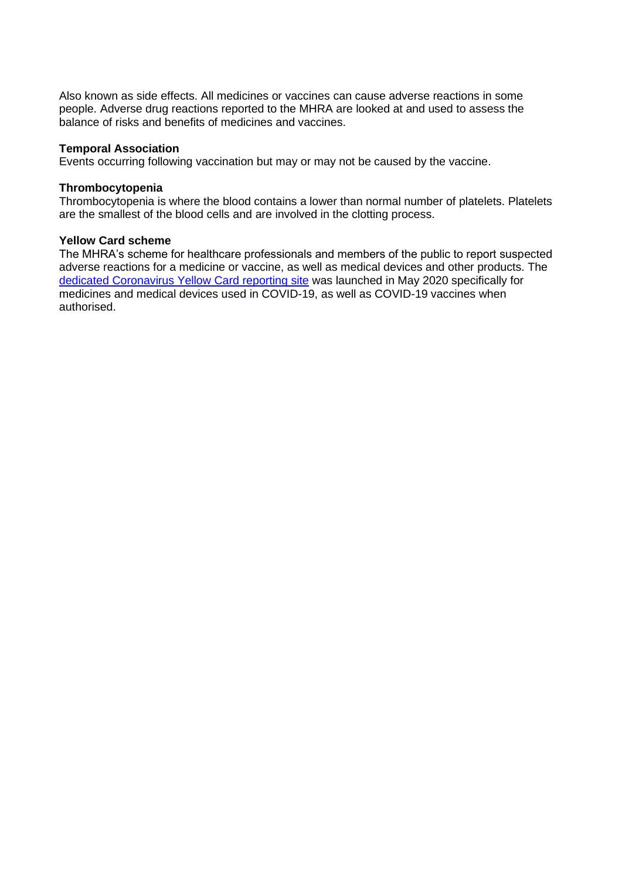Also known as side effects. All medicines or vaccines can cause adverse reactions in some people. Adverse drug reactions reported to the MHRA are looked at and used to assess the balance of risks and benefits of medicines and vaccines.

**Temporal Association**
Events occurring following vaccination but may or may not be caused by the vaccine.

**Thrombocytopenia**
Thrombocytopenia is where the blood contains a lower than normal number of platelets. Platelets are the smallest of the blood cells and are involved in the clotting process.

**Yellow Card scheme**
The MHRA's scheme for healthcare professionals and members of the public to report suspected adverse reactions for a medicine or vaccine, as well as medical devices and other products. The dedicated Coronavirus Yellow Card reporting site was launched in May 2020 specifically for medicines and medical devices used in COVID-19, as well as COVID-19 vaccines when authorised.